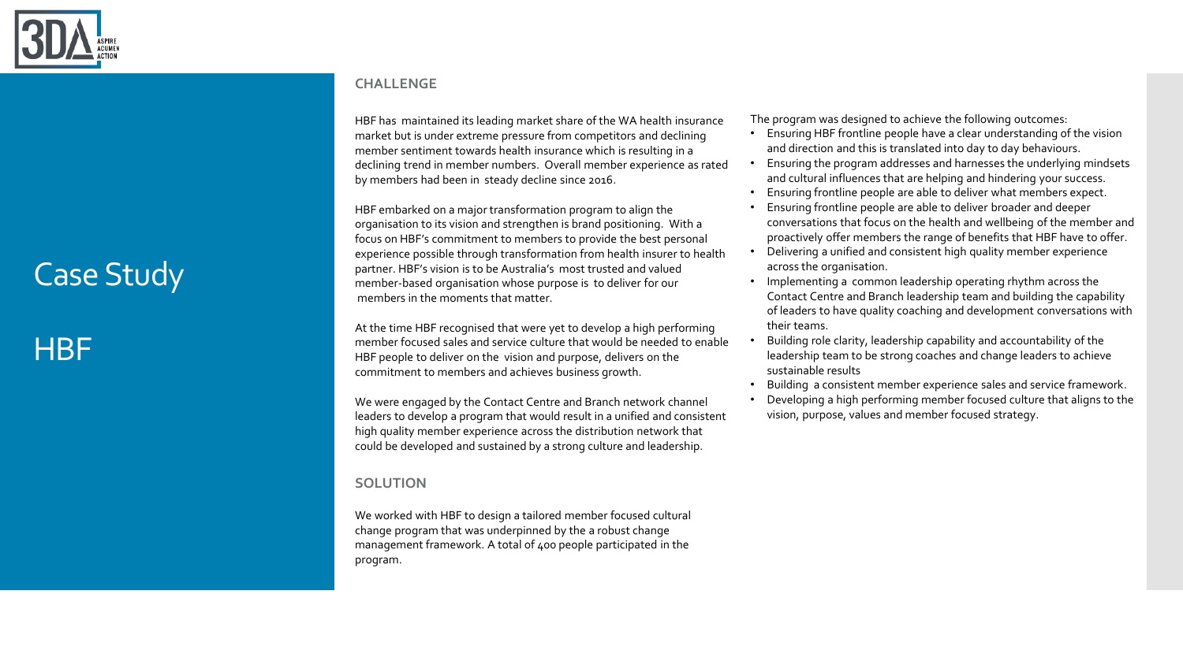# Case Study

# HBF

## CHALLENGE

HBF has maintained its leading market share of the WA health insurance market but is under extreme pressure from competitors and declining member sentiment towards health insurance which is resulting in a declining trend in member numbers. Overall member experience as rated by members had been in steady decline since 2016.

HBF embarked on a major transformation program to align the organisation to its vision and strengthen is brand positioning. With a focus on HBF's commitment to members to provide the best personal experience possible through transformation from health insurer to health partner. HBF's vision is to be Australia's most trusted and valued member-based organisation whose purpose is to deliver for our members in the moments that matter.

At the time HBF recognised that were yet to develop a high performing member focused sales and service culture that would be needed to enable HBF people to deliver on the vision and purpose, delivers on the commitment to members and achieves business growth.

We were engaged by the Contact Centre and Branch network channel leaders to develop a program that would result in a unified and consistent high quality member experience across the distribution network that could be developed and sustained by a strong culture and leadership.

## SOLUTION

We worked with HBF to design a tailored member focused cultural change program that was underpinned by the a robust change management framework. A total of 400 people participated in the program.

The program was designed to achieve the following outcomes:

- Ensuring HBF frontline people have a clear understanding of the vision and direction and this is translated into day to day behaviours.
- Ensuring the program addresses and harnesses the underlying mindsets and cultural influences that are helping and hindering your success.
- Ensuring frontline people are able to deliver what members expect.
- Ensuring frontline people are able to deliver broader and deeper conversations that focus on the health and wellbeing of the member and proactively offer members the range of benefits that HBF have to offer.
- Delivering a unified and consistent high quality member experience across the organisation.
- Implementing a common leadership operating rhythm across the Contact Centre and Branch leadership team and building the capability of leaders to have quality coaching and development conversations with their teams.
- Building role clarity, leadership capability and accountability of the leadership team to be strong coaches and change leaders to achieve sustainable results
- Building a consistent member experience sales and service framework.
- Developing a high performing member focused culture that aligns to the vision, purpose, values and member focused strategy.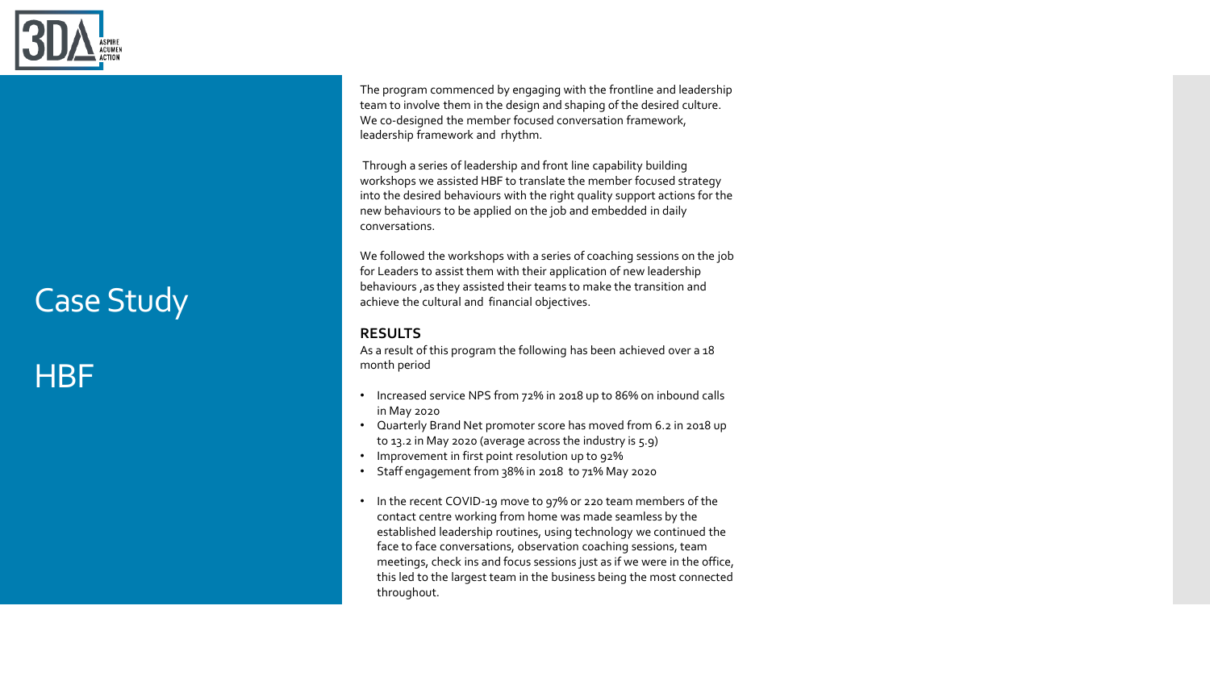# Case Study

## HBF

The program commenced by engaging with the frontline and leadership team to involve them in the design and shaping of the desired culture. We co-designed the member focused conversation framework, leadership framework and rhythm.

Through a series of leadership and front line capability building workshops we assisted HBF to translate the member focused strategy into the desired behaviours with the right quality support actions for the new behaviours to be applied on the job and embedded in daily conversations.

We followed the workshops with a series of coaching sessions on the job for Leaders to assist them with their application of new leadership behaviours ,as they assisted their teams to make the transition and achieve the cultural and financial objectives.

**RESULTS**

As a result of this program the following has been achieved over a 18 month period

- Increased service NPS from 72% in 2018 up to 86% on inbound calls in May 2020
- Quarterly Brand Net promoter score has moved from 6.2 in 2018 up to 13.2 in May 2020 (average across the industry is 5.9)
- Improvement in first point resolution up to 92%
- Staff engagement from 38% in 2018 to 71% May 2020
- In the recent COVID-19 move to 97% or 220 team members of the contact centre working from home was made seamless by the established leadership routines, using technology we continued the face to face conversations, observation coaching sessions, team meetings, check ins and focus sessions just as if we were in the office, this led to the largest team in the business being the most connected throughout.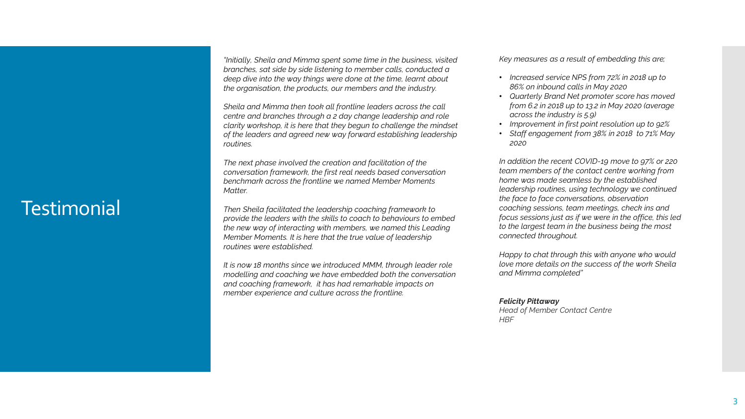# Testimonial

*"Initially, Sheila and Mimma spent some time in the business, visited branches, sat side by side listening to member calls, conducted a deep dive into the way things were done at the time, learnt about the organisation, the products, our members and the industry.*

*Sheila and Mimma then took all frontline leaders across the call centre and branches through a 2 day change leadership and role clarity workshop, it is here that they begun to challenge the mindset of the leaders and agreed new way forward establishing leadership routines.*

*The next phase involved the creation and facilitation of the conversation framework, the first real needs based conversation benchmark across the frontline we named Member Moments Matter.*

*Then Sheila facilitated the leadership coaching framework to provide the leaders with the skills to coach to behaviours to embed the new way of interacting with members, we named this Leading Member Moments. It is here that the true value of leadership routines were established.*

*It is now 18 months since we introduced MMM, through leader role modelling and coaching we have embedded both the conversation and coaching framework, it has had remarkable impacts on member experience and culture across the frontline.*

*Key measures as a result of embedding this are;*

- *Increased service NPS from 72% in 2018 up to 86% on inbound calls in May 2020*
- *Quarterly Brand Net promoter score has moved from 6.2 in 2018 up to 13.2 in May 2020 (average across the industry is 5.9)*
- *Improvement in first point resolution up to 92%*
- *Staff engagement from 38% in 2018 to 71% May 2020*

*In addition the recent COVID-19 move to 97% or 220 team members of the contact centre working from home was made seamless by the established leadership routines, using technology we continued the face to face conversations, observation coaching sessions, team meetings, check ins and focus sessions just as if we were in the office, this led to the largest team in the business being the most connected throughout.*

*Happy to chat through this with anyone who would love more details on the success of the work Sheila and Mimma completed"*

***Felicity Pittaway***
*Head of Member Contact Centre*
*HBF*